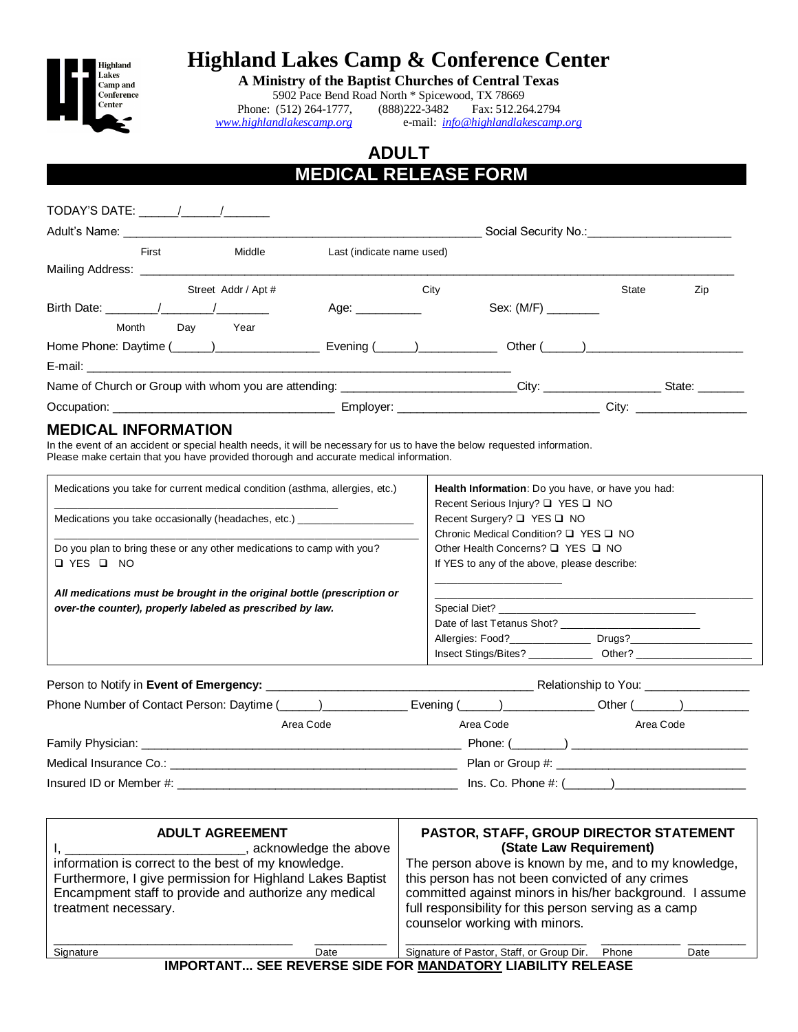# Highland Lakes Camp & Conference Center

**A Ministry of the Baptist Churches of Central Texas**

5902 Pace Bend Road North * Spicewood, TX 78669

Phone: (512) 264-1777, (888)222-3482 Fax: 512.264.2794

www.highlandlakescamp.org e-mail: info@highlandlakescamp.org

## ADULT
## MEDICAL RELEASE FORM

TODAY'S DATE: _____/_____/______

Adult's Name: ____________________________________________ Social Security No.:____________________

First Middle Last (indicate name used)

Mailing Address: ________________________________________________________________________

Street Addr / Apt # City State Zip

Birth Date: _______/_______/_______ Age: _________ Sex: (M/F) _______

Month Day Year

Home Phone: Daytime (_____)_______________ Evening (_____)___________ Other (_____)_____________________

E-mail: ____________________________________________________________

Name of Church or Group with whom you are attending: _________________________City: ________________ State: ______

Occupation: ______________________________ Employer: ___________________________ City: _______________

## MEDICAL INFORMATION

In the event of an accident or special health needs, it will be necessary for us to have the below requested information.
Please make certain that you have provided thorough and accurate medical information.

| | |
|---|---|
| Medications you take for current medical condition (asthma, allergies, etc.) ________________________________________ | **Health Information**: Do you have, or have you had: |
| Medications you take occasionally (headaches, etc.) __________________ | Recent Serious Injury? ❑ YES ❑ NO |
| ____________________________________________ | Recent Surgery? ❑ YES ❑ NO |
| Do you plan to bring these or any other medications to camp with you? | Chronic Medical Condition? ❑ YES ❑ NO |
| ❑ YES ❑ NO | Other Health Concerns? ❑ YES ❑ NO |
| | If YES to any of the above, please describe: ____________________ |
| ***All medications must be brought in the original bottle (prescription or over-the-counter), properly labeled as prescribed by law.*** | ____________________________________________ |
| | Special Diet? ________________________________ |
| | Date of last Tetanus Shot? ______________________ |
| | Allergies: Food?_____________ Drugs?___________________ |
| | Insect Stings/Bites? ___________ Other? __________________ |

Person to Notify in **Event of Emergency:** ____________________________________ Relationship to You: _______________

Phone Number of Contact Person: Daytime (_____)____________ Evening (_____)_____________ Other (______)_________

Area Code Area Code Area Code

Family Physician: ______________________________________________ Phone: (_______) _________________________

Medical Insurance Co.: __________________________________________ Plan or Group #: ___________________________

Insured ID or Member #: _________________________________________ Ins. Co. Phone #: (______)___________________

| ADULT AGREEMENT | PASTOR, STAFF, GROUP DIRECTOR STATEMENT (State Law Requirement) |
|---|---|
| I, _______________________, acknowledge the above information is correct to the best of my knowledge. Furthermore, I give permission for Highland Lakes Baptist Encampment staff to provide and authorize any medical treatment necessary. | The person above is known by me, and to my knowledge, this person has not been convicted of any crimes committed against minors in his/her background. I assume full responsibility for this person serving as a camp counselor working with minors. |
| _________________________________ __________ <br> Signature Date | _________________________ ___________ _________ <br> Signature of Pastor, Staff, or Group Dir. Phone Date |

**IMPORTANT... SEE REVERSE SIDE FOR MANDATORY LIABILITY RELEASE**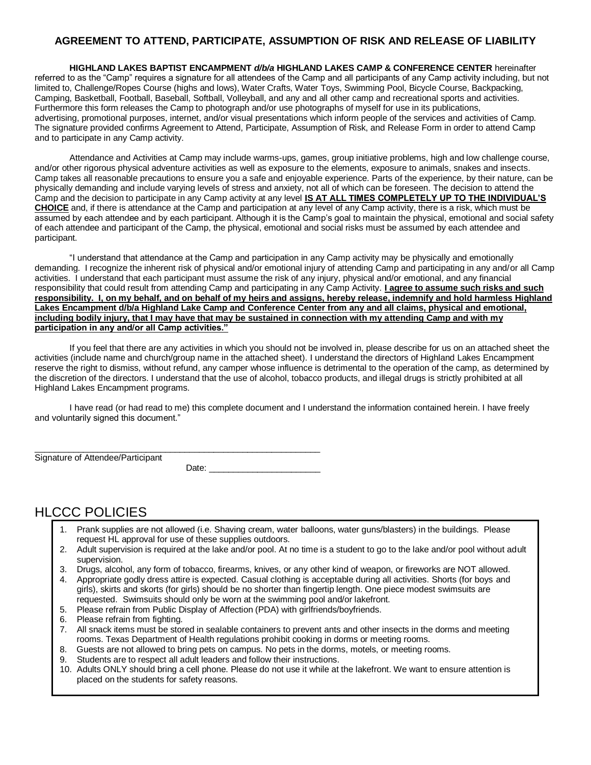## AGREEMENT TO ATTEND, PARTICIPATE, ASSUMPTION OF RISK AND RELEASE OF LIABILITY

**HIGHLAND LAKES BAPTIST ENCAMPMENT *d/b/a* HIGHLAND LAKES CAMP & CONFERENCE CENTER** hereinafter referred to as the "Camp" requires a signature for all attendees of the Camp and all participants of any Camp activity including, but not limited to, Challenge/Ropes Course (highs and lows), Water Crafts, Water Toys, Swimming Pool, Bicycle Course, Backpacking, Camping, Basketball, Football, Baseball, Softball, Volleyball, and any and all other camp and recreational sports and activities. Furthermore this form releases the Camp to photograph and/or use photographs of myself for use in its publications, advertising, promotional purposes, internet, and/or visual presentations which inform people of the services and activities of Camp. The signature provided confirms Agreement to Attend, Participate, Assumption of Risk, and Release Form in order to attend Camp and to participate in any Camp activity.

Attendance and Activities at Camp may include warms-ups, games, group initiative problems, high and low challenge course, and/or other rigorous physical adventure activities as well as exposure to the elements, exposure to animals, snakes and insects. Camp takes all reasonable precautions to ensure you a safe and enjoyable experience. Parts of the experience, by their nature, can be physically demanding and include varying levels of stress and anxiety, not all of which can be foreseen. The decision to attend the Camp and the decision to participate in any Camp activity at any level **IS AT ALL TIMES COMPLETELY UP TO THE INDIVIDUAL'S CHOICE** and, if there is attendance at the Camp and participation at any level of any Camp activity, there is a risk, which must be assumed by each attendee and by each participant. Although it is the Camp's goal to maintain the physical, emotional and social safety of each attendee and participant of the Camp, the physical, emotional and social risks must be assumed by each attendee and participant.

"I understand that attendance at the Camp and participation in any Camp activity may be physically and emotionally demanding. I recognize the inherent risk of physical and/or emotional injury of attending Camp and participating in any and/or all Camp activities. I understand that each participant must assume the risk of any injury, physical and/or emotional, and any financial responsibility that could result from attending Camp and participating in any Camp Activity. **I agree to assume such risks and such responsibility. I, on my behalf, and on behalf of my heirs and assigns, hereby release, indemnify and hold harmless Highland Lakes Encampment d/b/a Highland Lake Camp and Conference Center from any and all claims, physical and emotional, including bodily injury, that I may have that may be sustained in connection with my attending Camp and with my participation in any and/or all Camp activities."**

If you feel that there are any activities in which you should not be involved in, please describe for us on an attached sheet the activities (include name and church/group name in the attached sheet). I understand the directors of Highland Lakes Encampment reserve the right to dismiss, without refund, any camper whose influence is detrimental to the operation of the camp, as determined by the discretion of the directors. I understand that the use of alcohol, tobacco products, and illegal drugs is strictly prohibited at all Highland Lakes Encampment programs.

I have read (or had read to me) this complete document and I understand the information contained herein. I have freely and voluntarily signed this document."

____________________________________________________________
Signature of Attendee/Participant

Date: _______________________

# HLCCC POLICIES

1. Prank supplies are not allowed (i.e. Shaving cream, water balloons, water guns/blasters) in the buildings. Please request HL approval for use of these supplies outdoors.
2. Adult supervision is required at the lake and/or pool. At no time is a student to go to the lake and/or pool without adult supervision.
3. Drugs, alcohol, any form of tobacco, firearms, knives, or any other kind of weapon, or fireworks are NOT allowed.
4. Appropriate godly dress attire is expected. Casual clothing is acceptable during all activities. Shorts (for boys and girls), skirts and skorts (for girls) should be no shorter than fingertip length. One piece modest swimsuits are requested. Swimsuits should only be worn at the swimming pool and/or lakefront.
5. Please refrain from Public Display of Affection (PDA) with girlfriends/boyfriends.
6. Please refrain from fighting.
7. All snack items must be stored in sealable containers to prevent ants and other insects in the dorms and meeting rooms. Texas Department of Health regulations prohibit cooking in dorms or meeting rooms.
8. Guests are not allowed to bring pets on campus. No pets in the dorms, motels, or meeting rooms.
9. Students are to respect all adult leaders and follow their instructions.
10. Adults ONLY should bring a cell phone. Please do not use it while at the lakefront. We want to ensure attention is placed on the students for safety reasons.